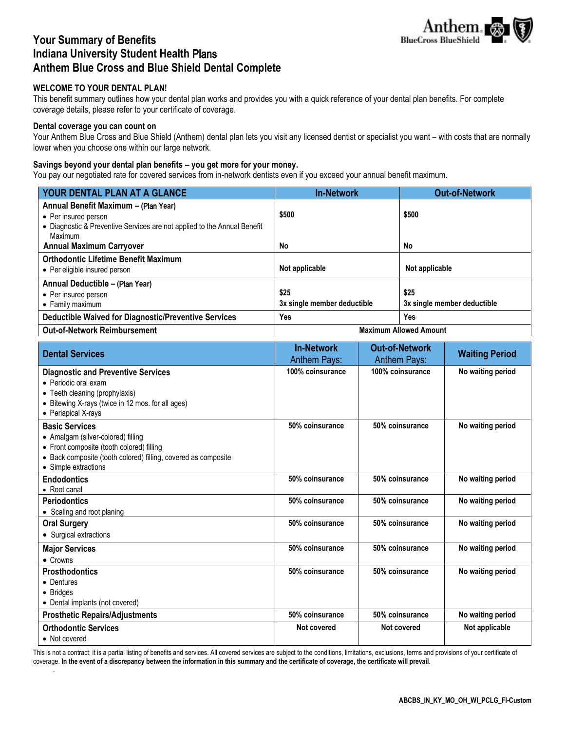# Your Summary of Benefits
# Indiana University Student Health Plans
# Anthem Blue Cross and Blue Shield Dental Complete

Anthem BlueCross BlueShield

### WELCOME TO YOUR DENTAL PLAN!

This benefit summary outlines how your dental plan works and provides you with a quick reference of your dental plan benefits. For complete coverage details, please refer to your certificate of coverage.

### Dental coverage you can count on

Your Anthem Blue Cross and Blue Shield (Anthem) dental plan lets you visit any licensed dentist or specialist you want – with costs that are normally lower when you choose one within our large network.

### Savings beyond your dental plan benefits – you get more for your money.

You pay our negotiated rate for covered services from in-network dentists even if you exceed your annual benefit maximum.

| YOUR DENTAL PLAN AT A GLANCE | In-Network | Out-of-Network |
|---|---|---|
| **Annual Benefit Maximum – (Plan Year)**<br>• Per insured person<br>• Diagnostic & Preventive Services are not applied to the Annual Benefit Maximum | $500 | $500 |
| **Annual Maximum Carryover** | No | No |
| **Orthodontic Lifetime Benefit Maximum**<br>• Per eligible insured person | Not applicable | Not applicable |
| **Annual Deductible – (Plan Year)**<br>• Per insured person<br>• Family maximum | $25<br>3x single member deductible | $25<br>3x single member deductible |
| **Deductible Waived for Diagnostic/Preventive Services** | Yes | Yes |
| **Out-of-Network Reimbursement** | Maximum Allowed Amount | |

| Dental Services | In-Network Anthem Pays: | Out-of-Network Anthem Pays: | Waiting Period |
|---|---|---|---|
| **Diagnostic and Preventive Services**<br>• Periodic oral exam<br>• Teeth cleaning (prophylaxis)<br>• Bitewing X-rays (twice in 12 mos. for all ages)<br>• Periapical X-rays | 100% coinsurance | 100% coinsurance | No waiting period |
| **Basic Services**<br>• Amalgam (silver-colored) filling<br>• Front composite (tooth colored) filling<br>• Back composite (tooth colored) filling, covered as composite<br>• Simple extractions | 50% coinsurance | 50% coinsurance | No waiting period |
| **Endodontics**<br>• Root canal | 50% coinsurance | 50% coinsurance | No waiting period |
| **Periodontics**<br>• Scaling and root planing | 50% coinsurance | 50% coinsurance | No waiting period |
| **Oral Surgery**<br>• Surgical extractions | 50% coinsurance | 50% coinsurance | No waiting period |
| **Major Services**<br>• Crowns | 50% coinsurance | 50% coinsurance | No waiting period |
| **Prosthodontics**<br>• Dentures<br>• Bridges<br>• Dental implants (not covered) | 50% coinsurance | 50% coinsurance | No waiting period |
| **Prosthetic Repairs/Adjustments** | 50% coinsurance | 50% coinsurance | No waiting period |
| **Orthodontic Services**<br>• Not covered | Not covered | Not covered | Not applicable |

This is not a contract; it is a partial listing of benefits and services. All covered services are subject to the conditions, limitations, exclusions, terms and provisions of your certificate of coverage. **In the event of a discrepancy between the information in this summary and the certificate of coverage, the certificate will prevail.**

ABCBS_IN_KY_MO_OH_WI_PCLG_FI-Custom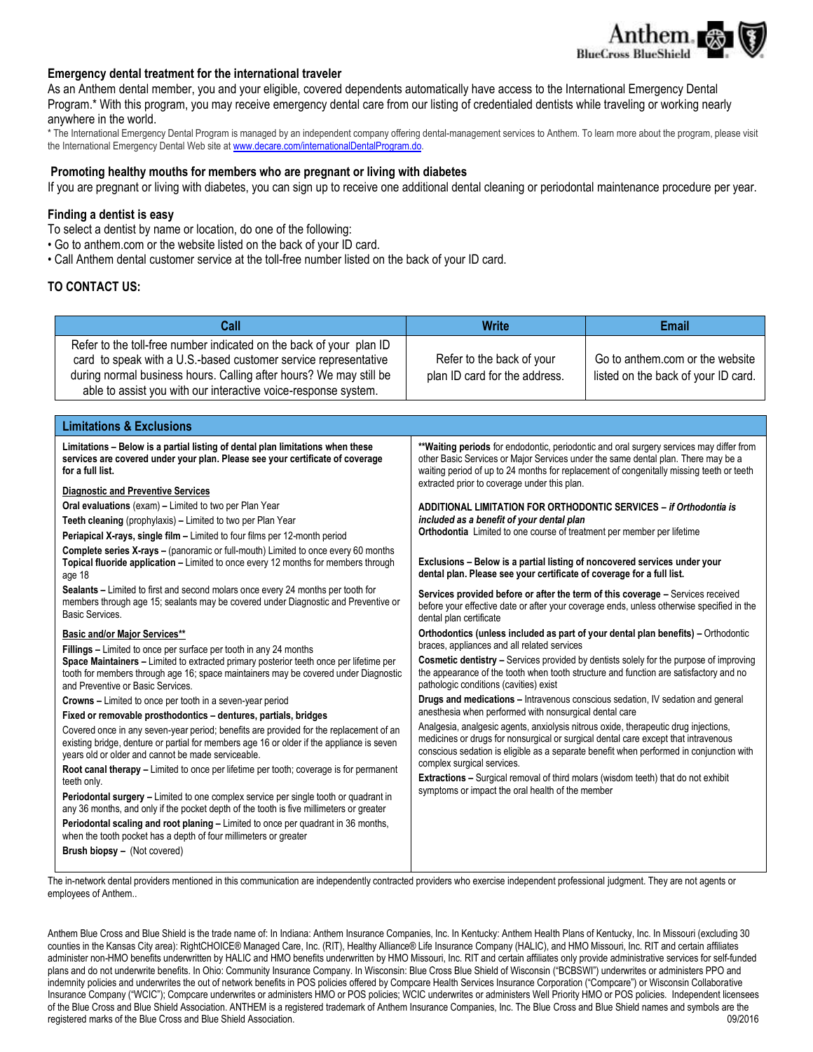## Emergency dental treatment for the international traveler

As an Anthem dental member, you and your eligible, covered dependents automatically have access to the International Emergency Dental Program.* With this program, you may receive emergency dental care from our listing of credentialed dentists while traveling or working nearly anywhere in the world.

* The International Emergency Dental Program is managed by an independent company offering dental-management services to Anthem. To learn more about the program, please visit the International Emergency Dental Web site at www.decare.com/internationalDentalProgram.do.

## Promoting healthy mouths for members who are pregnant or living with diabetes

If you are pregnant or living with diabetes, you can sign up to receive one additional dental cleaning or periodontal maintenance procedure per year.

## Finding a dentist is easy

To select a dentist by name or location, do one of the following:

- Go to anthem.com or the website listed on the back of your ID card.
- Call Anthem dental customer service at the toll-free number listed on the back of your ID card.

## TO CONTACT US:

| Call | Write | Email |
|---|---|---|
| Refer to the toll-free number indicated on the back of your plan ID card to speak with a U.S.-based customer service representative during normal business hours. Calling after hours? We may still be able to assist you with our interactive voice-response system. | Refer to the back of your plan ID card for the address. | Go to anthem.com or the website listed on the back of your ID card. |

## Limitations & Exclusions

**Limitations – Below is a partial listing of dental plan limitations when these services are covered under your plan. Please see your certificate of coverage for a full list.**

**Diagnostic and Preventive Services**

**Oral evaluations** (exam) – Limited to two per Plan Year

**Teeth cleaning** (prophylaxis) – Limited to two per Plan Year

**Periapical X-rays, single film –** Limited to four films per 12-month period

**Complete series X-rays –** (panoramic or full-mouth) Limited to once every 60 months

**Topical fluoride application –** Limited to once every 12 months for members through age 18

**Sealants –** Limited to first and second molars once every 24 months per tooth for members through age 15; sealants may be covered under Diagnostic and Preventive or Basic Services.

**Basic and/or Major Services****

**Fillings –** Limited to once per surface per tooth in any 24 months

**Space Maintainers –** Limited to extracted primary posterior teeth once per lifetime per tooth for members through age 16; space maintainers may be covered under Diagnostic and Preventive or Basic Services.

**Crowns –** Limited to once per tooth in a seven-year period

**Fixed or removable prosthodontics – dentures, partials, bridges**

Covered once in any seven-year period; benefits are provided for the replacement of an existing bridge, denture or partial for members age 16 or older if the appliance is seven years old or older and cannot be made serviceable.

**Root canal therapy –** Limited to once per lifetime per tooth; coverage is for permanent teeth only.

**Periodontal surgery –** Limited to one complex service per single tooth or quadrant in any 36 months, and only if the pocket depth of the tooth is five millimeters or greater

**Periodontal scaling and root planing –** Limited to once per quadrant in 36 months, when the tooth pocket has a depth of four millimeters or greater

**Brush biopsy –** (Not covered)

****Waiting periods** for endodontic, periodontic and oral surgery services may differ from other Basic Services or Major Services under the same dental plan. There may be a waiting period of up to 24 months for replacement of congenitally missing teeth or teeth extracted prior to coverage under this plan.

**ADDITIONAL LIMITATION FOR ORTHODONTIC SERVICES –** ***if Orthodontia is included as a benefit of your dental plan***

**Orthodontia** Limited to one course of treatment per member per lifetime

**Exclusions – Below is a partial listing of noncovered services under your dental plan. Please see your certificate of coverage for a full list.**

**Services provided before or after the term of this coverage –** Services received before your effective date or after your coverage ends, unless otherwise specified in the dental plan certificate

**Orthodontics (unless included as part of your dental plan benefits) –** Orthodontic braces, appliances and all related services

**Cosmetic dentistry –** Services provided by dentists solely for the purpose of improving the appearance of the tooth when tooth structure and function are satisfactory and no pathologic conditions (cavities) exist

**Drugs and medications –** Intravenous conscious sedation, IV sedation and general anesthesia when performed with nonsurgical dental care

Analgesia, analgesic agents, anxiolysis nitrous oxide, therapeutic drug injections, medicines or drugs for nonsurgical or surgical dental care except that intravenous conscious sedation is eligible as a separate benefit when performed in conjunction with complex surgical services.

**Extractions –** Surgical removal of third molars (wisdom teeth) that do not exhibit symptoms or impact the oral health of the member

The in-network dental providers mentioned in this communication are independently contracted providers who exercise independent professional judgment. They are not agents or employees of Anthem..

Anthem Blue Cross and Blue Shield is the trade name of: In Indiana: Anthem Insurance Companies, Inc. In Kentucky: Anthem Health Plans of Kentucky, Inc. In Missouri (excluding 30 counties in the Kansas City area): RightCHOICE® Managed Care, Inc. (RIT), Healthy Alliance® Life Insurance Company (HALIC), and HMO Missouri, Inc. RIT and certain affiliates administer non-HMO benefits underwritten by HALIC and HMO benefits underwritten by HMO Missouri, Inc. RIT and certain affiliates only provide administrative services for self-funded plans and do not underwrite benefits. In Ohio: Community Insurance Company. In Wisconsin: Blue Cross Blue Shield of Wisconsin ("BCBSWI") underwrites or administers PPO and indemnity policies and underwrites the out of network benefits in POS policies offered by Compcare Health Services Insurance Corporation ("Compcare") or Wisconsin Collaborative Insurance Company ("WCIC"); Compcare underwrites or administers HMO or POS policies; WCIC underwrites or administers Well Priority HMO or POS policies. Independent licensees of the Blue Cross and Blue Shield Association. ANTHEM is a registered trademark of Anthem Insurance Companies, Inc. The Blue Cross and Blue Shield names and symbols are the registered marks of the Blue Cross and Blue Shield Association. 09/2016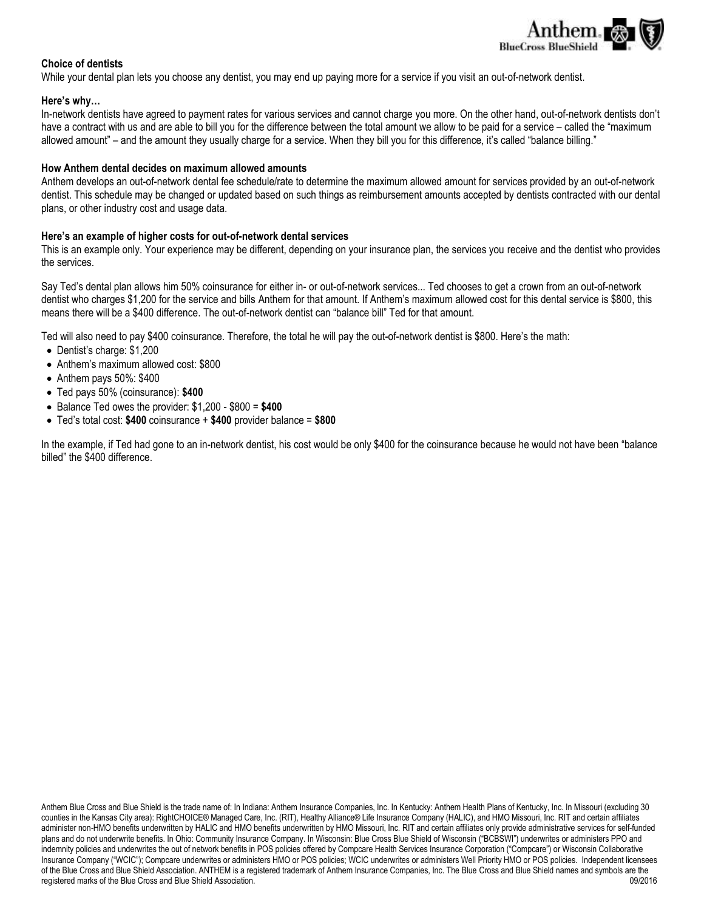**Choice of dentists**

While your dental plan lets you choose any dentist, you may end up paying more for a service if you visit an out-of-network dentist.

**Here's why…**

In-network dentists have agreed to payment rates for various services and cannot charge you more. On the other hand, out-of-network dentists don't have a contract with us and are able to bill you for the difference between the total amount we allow to be paid for a service – called the "maximum allowed amount" – and the amount they usually charge for a service. When they bill you for this difference, it's called "balance billing."

**How Anthem dental decides on maximum allowed amounts**

Anthem develops an out-of-network dental fee schedule/rate to determine the maximum allowed amount for services provided by an out-of-network dentist. This schedule may be changed or updated based on such things as reimbursement amounts accepted by dentists contracted with our dental plans, or other industry cost and usage data.

**Here's an example of higher costs for out-of-network dental services**

This is an example only. Your experience may be different, depending on your insurance plan, the services you receive and the dentist who provides the services.

Say Ted's dental plan allows him 50% coinsurance for either in- or out-of-network services... Ted chooses to get a crown from an out-of-network dentist who charges $1,200 for the service and bills Anthem for that amount. If Anthem's maximum allowed cost for this dental service is $800, this means there will be a $400 difference. The out-of-network dentist can "balance bill" Ted for that amount.

Ted will also need to pay $400 coinsurance. Therefore, the total he will pay the out-of-network dentist is $800. Here's the math:

- Dentist's charge: $1,200
- Anthem's maximum allowed cost: $800
- Anthem pays 50%: $400
- Ted pays 50% (coinsurance): **$400**
- Balance Ted owes the provider: $1,200 - $800 = **$400**
- Ted's total cost: **$400** coinsurance + **$400** provider balance = **$800**

In the example, if Ted had gone to an in-network dentist, his cost would be only $400 for the coinsurance because he would not have been "balance billed" the $400 difference.

Anthem Blue Cross and Blue Shield is the trade name of: In Indiana: Anthem Insurance Companies, Inc. In Kentucky: Anthem Health Plans of Kentucky, Inc. In Missouri (excluding 30 counties in the Kansas City area): RightCHOICE® Managed Care, Inc. (RIT), Healthy Alliance® Life Insurance Company (HALIC), and HMO Missouri, Inc. RIT and certain affiliates administer non-HMO benefits underwritten by HALIC and HMO benefits underwritten by HMO Missouri, Inc. RIT and certain affiliates only provide administrative services for self-funded plans and do not underwrite benefits. In Ohio: Community Insurance Company. In Wisconsin: Blue Cross Blue Shield of Wisconsin ("BCBSWI") underwrites or administers PPO and indemnity policies and underwrites the out of network benefits in POS policies offered by Compcare Health Services Insurance Corporation ("Compcare") or Wisconsin Collaborative Insurance Company ("WCIC"); Compcare underwrites or administers HMO or POS policies; WCIC underwrites or administers Well Priority HMO or POS policies. Independent licensees of the Blue Cross and Blue Shield Association. ANTHEM is a registered trademark of Anthem Insurance Companies, Inc. The Blue Cross and Blue Shield names and symbols are the registered marks of the Blue Cross and Blue Shield Association. 09/2016